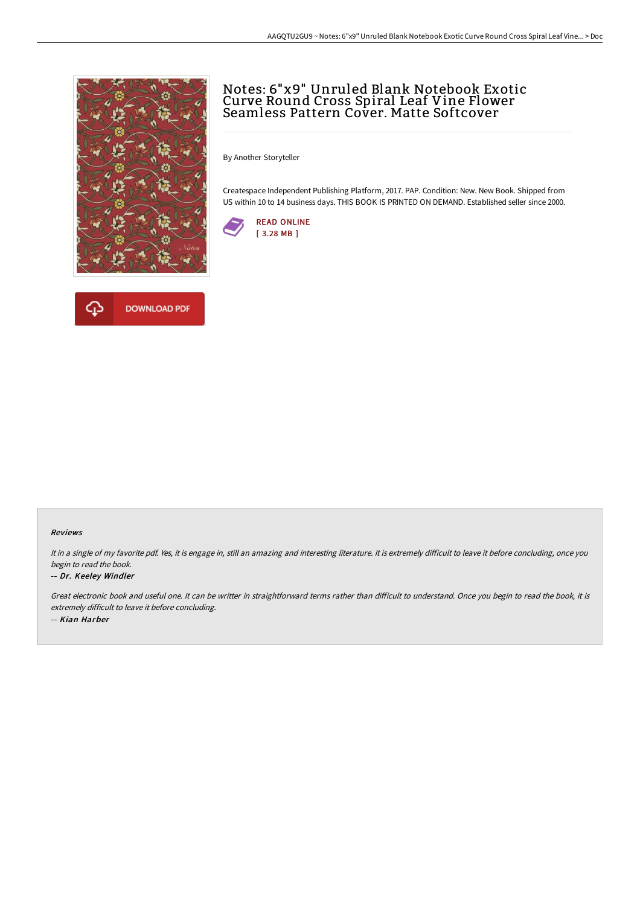# Notes: 6"x9" Unruled Blank Notebook Exotic Curve Round Cross Spiral Leaf Vine Flower Seamless Pattern Cover. Matte Softcover

By Another Storyteller

Createspace Independent Publishing Platform, 2017. PAP. Condition: New. New Book. Shipped from US within 10 to 14 business days. THIS BOOK IS PRINTED ON DEMAND. Established seller since 2000.

READ ONLINE
[ 3.28 MB ]

DOWNLOAD PDF

#### Reviews

*It in a single of my favorite pdf. Yes, it is engage in, still an amazing and interesting literature. It is extremely difficult to leave it before concluding, once you begin to read the book.*

-- ***Dr. Keeley Windler***

*Great electronic book and useful one. It can be writter in straightforward terms rather than difficult to understand. Once you begin to read the book, it is extremely difficult to leave it before concluding.*

-- ***Kian Harber***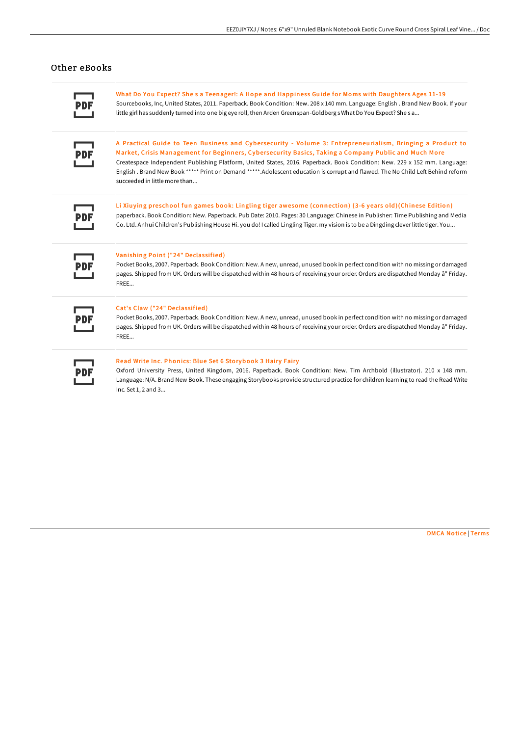## Other eBooks

**What Do You Expect? She s a Teenager!: A Hope and Happiness Guide for Moms with Daughters Ages 11-19**
Sourcebooks, Inc, United States, 2011. Paperback. Book Condition: New. 208 x 140 mm. Language: English . Brand New Book. If your little girl has suddenly turned into one big eye roll, then Arden Greenspan-Goldberg s What Do You Expect? She s a...

**A Practical Guide to Teen Business and Cybersecurity - Volume 3: Entrepreneurialism, Bringing a Product to Market, Crisis Management for Beginners, Cybersecurity Basics, Taking a Company Public and Much More**
Createspace Independent Publishing Platform, United States, 2016. Paperback. Book Condition: New. 229 x 152 mm. Language: English . Brand New Book ***** Print on Demand *****.Adolescent education is corrupt and flawed. The No Child Left Behind reform succeeded in little more than...

**Li Xiuying preschool fun games book: Lingling tiger awesome (connection) (3-6 years old)(Chinese Edition)**
paperback. Book Condition: New. Paperback. Pub Date: 2010. Pages: 30 Language: Chinese in Publisher: Time Publishing and Media Co. Ltd. Anhui Children's Publishing House Hi. you do! I called Lingling Tiger. my vision is to be a Dingding clever little tiger. You...

**Vanishing Point ("24" Declassified)**
Pocket Books, 2007. Paperback. Book Condition: New. A new, unread, unused book in perfect condition with no missing or damaged pages. Shipped from UK. Orders will be dispatched within 48 hours of receiving your order. Orders are dispatched Monday â" Friday. FREE...

**Cat's Claw ("24" Declassified)**
Pocket Books, 2007. Paperback. Book Condition: New. A new, unread, unused book in perfect condition with no missing or damaged pages. Shipped from UK. Orders will be dispatched within 48 hours of receiving your order. Orders are dispatched Monday â" Friday. FREE...

**Read Write Inc. Phonics: Blue Set 6 Storybook 3 Hairy Fairy**
Oxford University Press, United Kingdom, 2016. Paperback. Book Condition: New. Tim Archbold (illustrator). 210 x 148 mm. Language: N/A. Brand New Book. These engaging Storybooks provide structured practice for children learning to read the Read Write Inc. Set 1, 2 and 3...